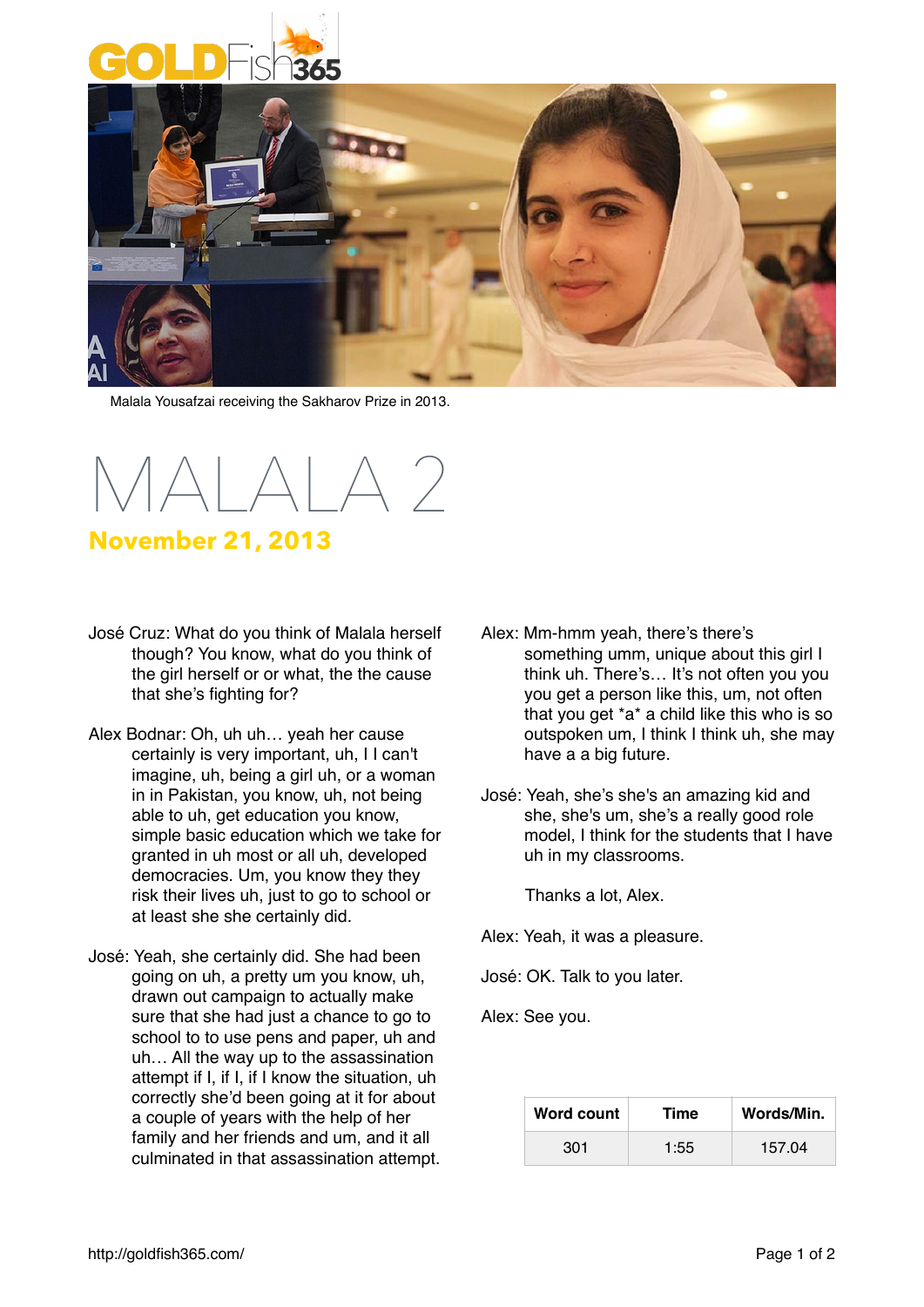Malala Yousafzai receiving the Sakharov Prize in 2013.

# MALALA 2

**November 21, 2013**

José Cruz: What do you think of Malala herself though? You know, what do you think of the girl herself or or what, the the cause that she's fighting for?

Alex Bodnar: Oh, uh uh… yeah her cause certainly is very important, uh, I I can't imagine, uh, being a girl uh, or a woman in in Pakistan, you know, uh, not being able to uh, get education you know, simple basic education which we take for granted in uh most or all uh, developed democracies. Um, you know they they risk their lives uh, just to go to school or at least she she certainly did.

José: Yeah, she certainly did. She had been going on uh, a pretty um you know, uh, drawn out campaign to actually make sure that she had just a chance to go to school to to use pens and paper, uh and uh… All the way up to the assassination attempt if I, if I, if I know the situation, uh correctly she'd been going at it for about a couple of years with the help of her family and her friends and um, and it all culminated in that assassination attempt.

Alex: Mm-hmm yeah, there's there's something umm, unique about this girl I think uh. There's… It's not often you you you get a person like this, um, not often that you get *a* a child like this who is so outspoken um, I think I think uh, she may have a a big future.

José: Yeah, she's she's an amazing kid and she, she's um, she's a really good role model, I think for the students that I have uh in my classrooms.

Thanks a lot, Alex.

Alex: Yeah, it was a pleasure.

José: OK. Talk to you later.

Alex: See you.

| Word count | Time | Words/Min. |
| --- | --- | --- |
| 301 | 1:55 | 157.04 |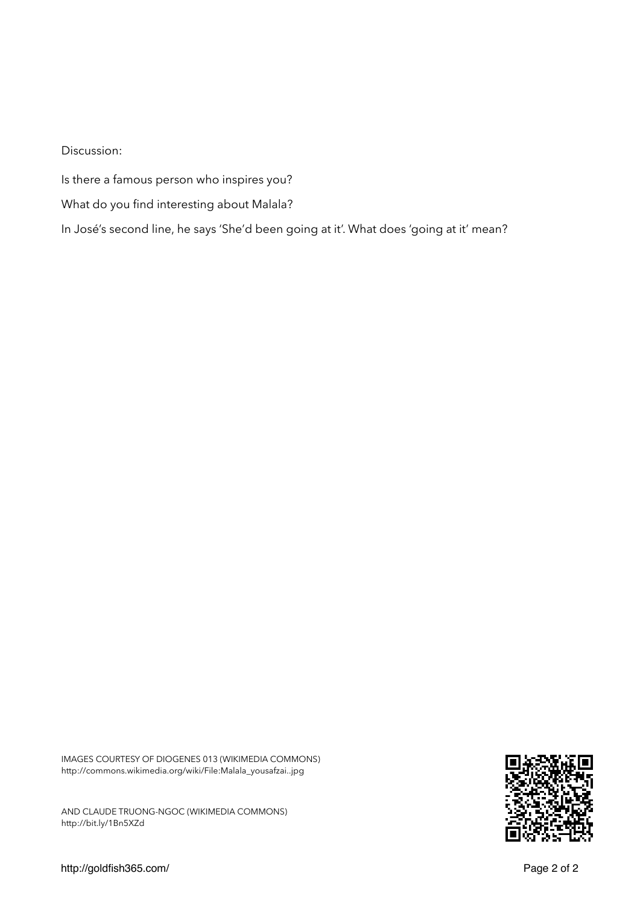Discussion:

Is there a famous person who inspires you?

What do you find interesting about Malala?

In José's second line, he says 'She'd been going at it'. What does 'going at it' mean?

IMAGES COURTESY OF DIOGENES 013 (WIKIMEDIA COMMONS)
http://commons.wikimedia.org/wiki/File:Malala_yousafzai..jpg

AND CLAUDE TRUONG-NGOC (WIKIMEDIA COMMONS)
http://bit.ly/1Bn5XZd